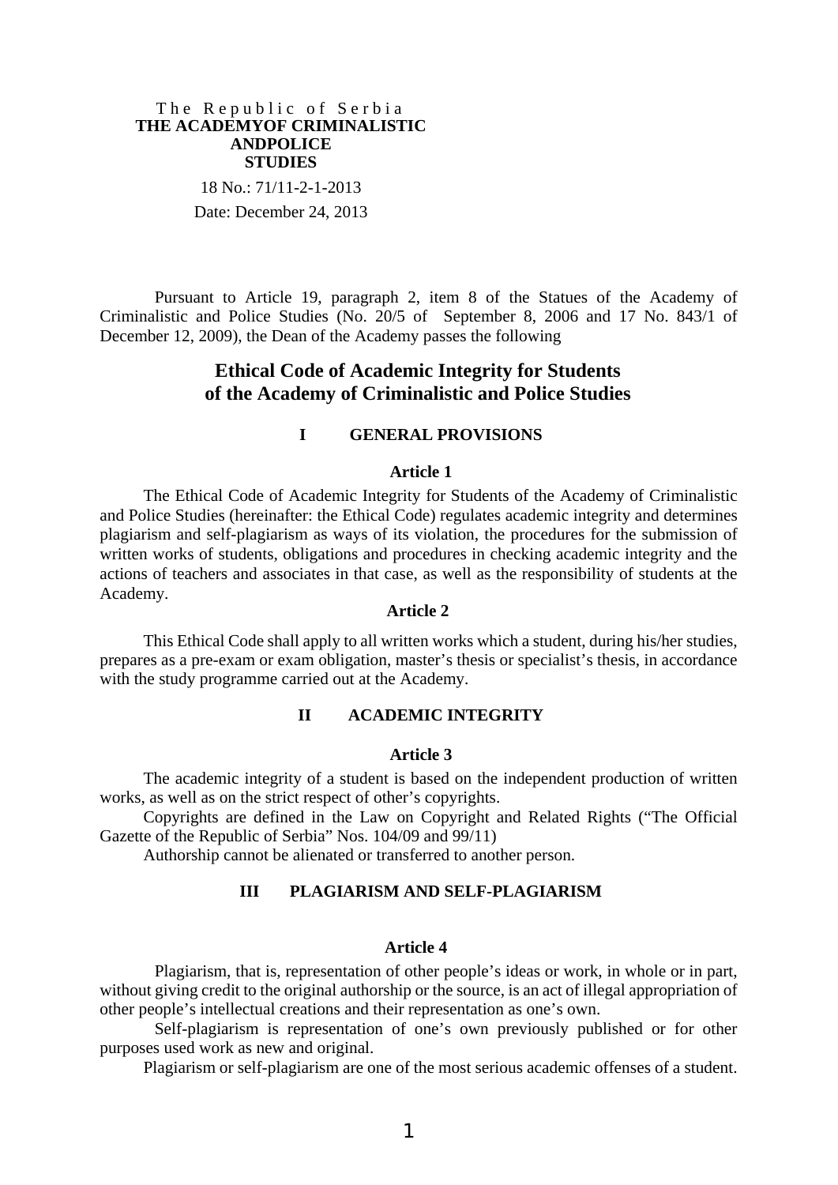The Republic of Serbia
**THE ACADEMYOF CRIMINALISTIC ANDPOLICE STUDIES**

18 No.: 71/11-2-1-2013

Date: December 24, 2013

Pursuant to Article 19, paragraph 2, item 8 of the Statues of the Academy of Criminalistic and Police Studies (No. 20/5 of September 8, 2006 and 17 No. 843/1 of December 12, 2009), the Dean of the Academy passes the following

# Ethical Code of Academic Integrity for Students of the Academy of Criminalistic and Police Studies

## I GENERAL PROVISIONS

### Article 1

The Ethical Code of Academic Integrity for Students of the Academy of Criminalistic and Police Studies (hereinafter: the Ethical Code) regulates academic integrity and determines plagiarism and self-plagiarism as ways of its violation, the procedures for the submission of written works of students, obligations and procedures in checking academic integrity and the actions of teachers and associates in that case, as well as the responsibility of students at the Academy.

### Article 2

This Ethical Code shall apply to all written works which a student, during his/her studies, prepares as a pre-exam or exam obligation, master's thesis or specialist's thesis, in accordance with the study programme carried out at the Academy.

## II ACADEMIC INTEGRITY

### Article 3

The academic integrity of a student is based on the independent production of written works, as well as on the strict respect of other's copyrights.

Copyrights are defined in the Law on Copyright and Related Rights ("The Official Gazette of the Republic of Serbia" Nos. 104/09 and 99/11)

Authorship cannot be alienated or transferred to another person.

## III PLAGIARISM AND SELF-PLAGIARISM

### Article 4

Plagiarism, that is, representation of other people's ideas or work, in whole or in part, without giving credit to the original authorship or the source, is an act of illegal appropriation of other people's intellectual creations and their representation as one's own.

Self-plagiarism is representation of one's own previously published or for other purposes used work as new and original.

Plagiarism or self-plagiarism are one of the most serious academic offenses of a student.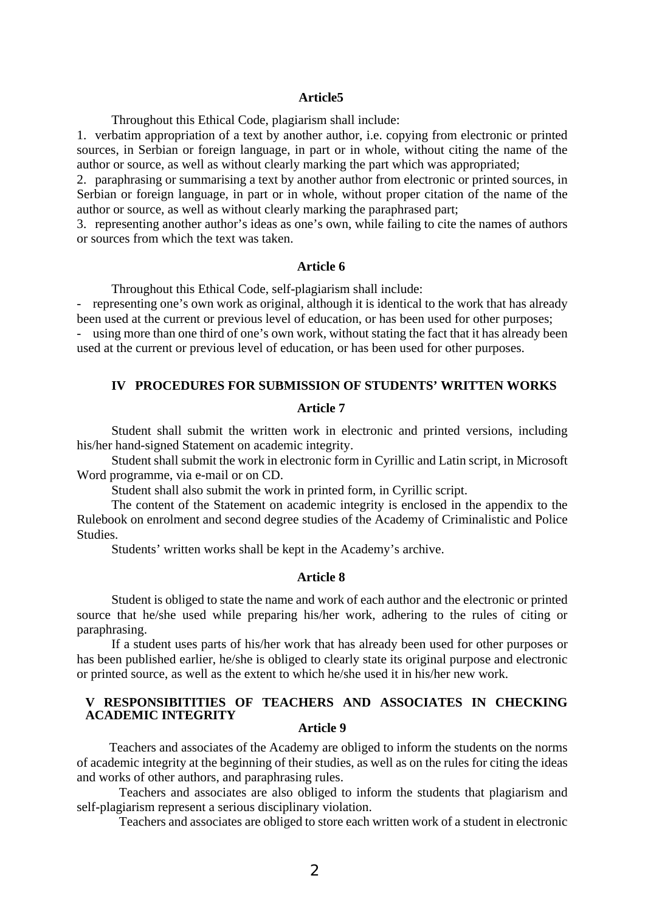### Article5

Throughout this Ethical Code, plagiarism shall include:

1. verbatim appropriation of a text by another author, i.e. copying from electronic or printed sources, in Serbian or foreign language, in part or in whole, without citing the name of the author or source, as well as without clearly marking the part which was appropriated;
2. paraphrasing or summarising a text by another author from electronic or printed sources, in Serbian or foreign language, in part or in whole, without proper citation of the name of the author or source, as well as without clearly marking the paraphrased part;
3. representing another author's ideas as one's own, while failing to cite the names of authors or sources from which the text was taken.

### Article 6

Throughout this Ethical Code, self-plagiarism shall include:

- representing one's own work as original, although it is identical to the work that has already been used at the current or previous level of education, or has been used for other purposes;
- using more than one third of one's own work, without stating the fact that it has already been used at the current or previous level of education, or has been used for other purposes.

## IV PROCEDURES FOR SUBMISSION OF STUDENTS' WRITTEN WORKS

### Article 7

Student shall submit the written work in electronic and printed versions, including his/her hand-signed Statement on academic integrity.

Student shall submit the work in electronic form in Cyrillic and Latin script, in Microsoft Word programme, via e-mail or on CD.

Student shall also submit the work in printed form, in Cyrillic script.

The content of the Statement on academic integrity is enclosed in the appendix to the Rulebook on enrolment and second degree studies of the Academy of Criminalistic and Police Studies.

Students' written works shall be kept in the Academy's archive.

### Article 8

Student is obliged to state the name and work of each author and the electronic or printed source that he/she used while preparing his/her work, adhering to the rules of citing or paraphrasing.

If a student uses parts of his/her work that has already been used for other purposes or has been published earlier, he/she is obliged to clearly state its original purpose and electronic or printed source, as well as the extent to which he/she used it in his/her new work.

## V RESPONSIBITITIES OF TEACHERS AND ASSOCIATES IN CHECKING ACADEMIC INTEGRITY

### Article 9

Teachers and associates of the Academy are obliged to inform the students on the norms of academic integrity at the beginning of their studies, as well as on the rules for citing the ideas and works of other authors, and paraphrasing rules.

Teachers and associates are also obliged to inform the students that plagiarism and self-plagiarism represent a serious disciplinary violation.

Teachers and associates are obliged to store each written work of a student in electronic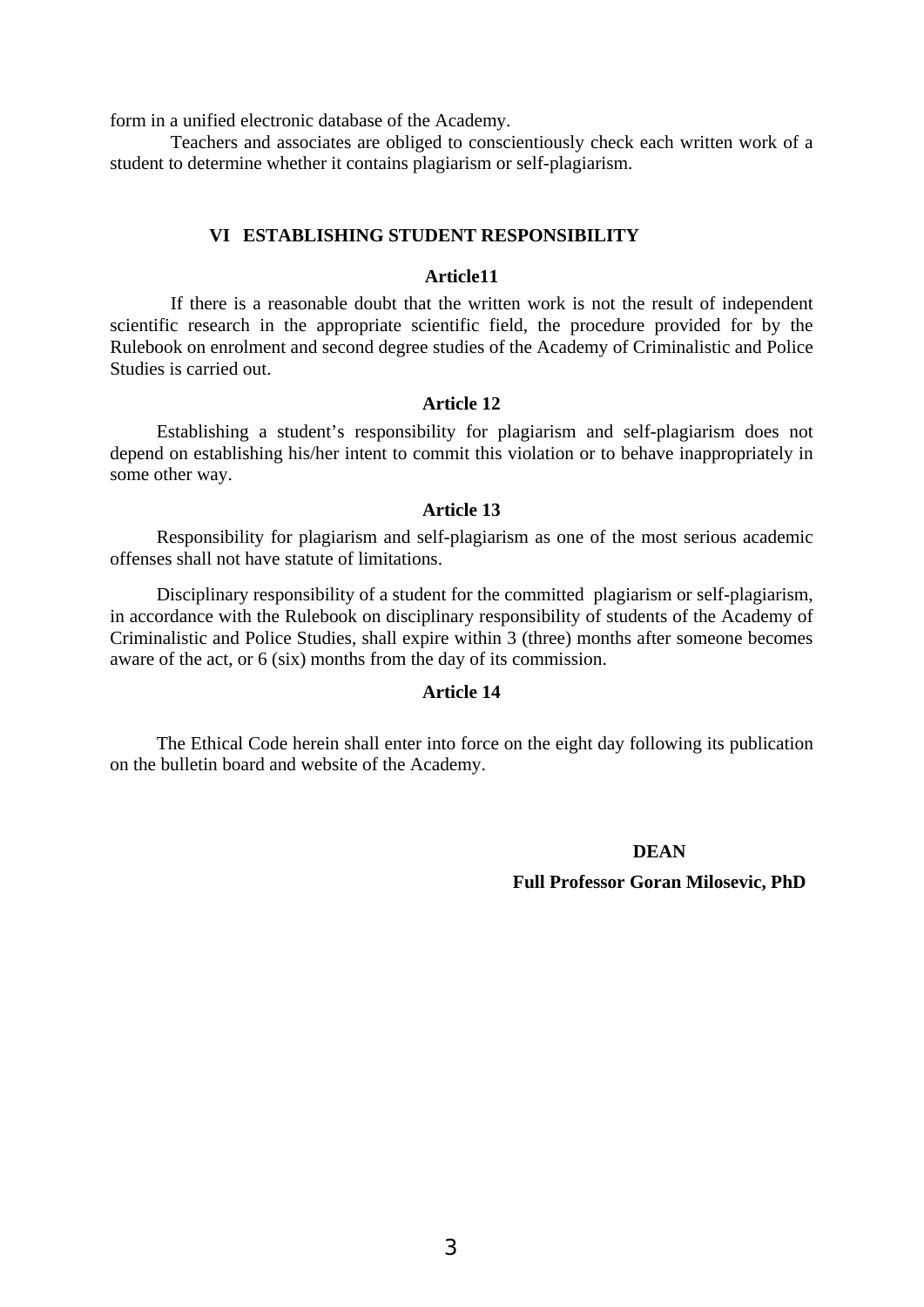form in a unified electronic database of the Academy.

Teachers and associates are obliged to conscientiously check each written work of a student to determine whether it contains plagiarism or self-plagiarism.

## VI ESTABLISHING STUDENT RESPONSIBILITY

### Article11

If there is a reasonable doubt that the written work is not the result of independent scientific research in the appropriate scientific field, the procedure provided for by the Rulebook on enrolment and second degree studies of the Academy of Criminalistic and Police Studies is carried out.

### Article 12

Establishing a student's responsibility for plagiarism and self-plagiarism does not depend on establishing his/her intent to commit this violation or to behave inappropriately in some other way.

### Article 13

Responsibility for plagiarism and self-plagiarism as one of the most serious academic offenses shall not have statute of limitations.

Disciplinary responsibility of a student for the committed plagiarism or self-plagiarism, in accordance with the Rulebook on disciplinary responsibility of students of the Academy of Criminalistic and Police Studies, shall expire within 3 (three) months after someone becomes aware of the act, or 6 (six) months from the day of its commission.

### Article 14

The Ethical Code herein shall enter into force on the eight day following its publication on the bulletin board and website of the Academy.

**DEAN**

**Full Professor Goran Milosevic, PhD**